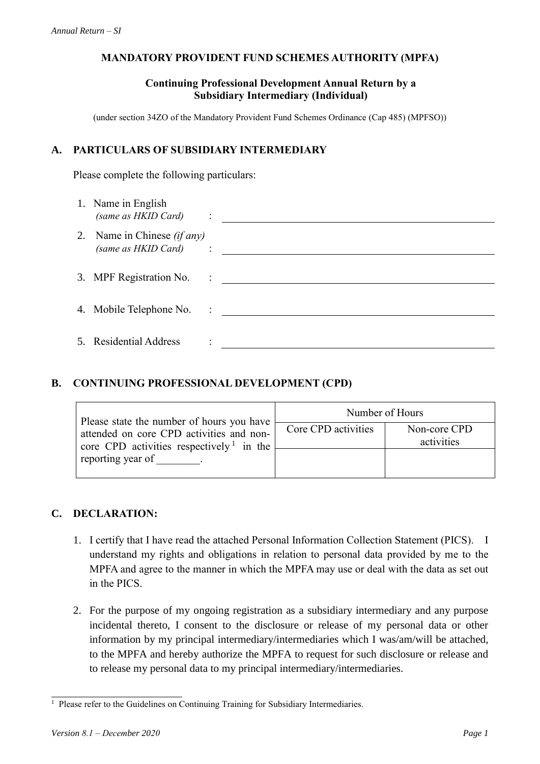**MANDATORY PROVIDENT FUND SCHEMES AUTHORITY (MPFA)**

**Continuing Professional Development Annual Return by a Subsidiary Intermediary (Individual)**

(under section 34ZO of the Mandatory Provident Fund Schemes Ordinance (Cap 485) (MPFSO))

## A. PARTICULARS OF SUBSIDIARY INTERMEDIARY

Please complete the following particulars:

1. Name in English *(same as HKID Card)* : ______________________________
2. Name in Chinese *(if any)* *(same as HKID Card)* : ______________________________
3. MPF Registration No. : ______________________________
4. Mobile Telephone No. : ______________________________
5. Residential Address : ______________________________

## B. CONTINUING PROFESSIONAL DEVELOPMENT (CPD)

| Please state the number of hours you have attended on core CPD activities and non-core CPD activities respectively[1] in the reporting year of ________. | Number of Hours | |
|---|---|---|
| | Core CPD activities | Non-core CPD activities |
| | | |

## C. DECLARATION:

1. I certify that I have read the attached Personal Information Collection Statement (PICS). I understand my rights and obligations in relation to personal data provided by me to the MPFA and agree to the manner in which the MPFA may use or deal with the data as set out in the PICS.

2. For the purpose of my ongoing registration as a subsidiary intermediary and any purpose incidental thereto, I consent to the disclosure or release of my personal data or other information by my principal intermediary/intermediaries which I was/am/will be attached, to the MPFA and hereby authorize the MPFA to request for such disclosure or release and to release my personal data to my principal intermediary/intermediaries.

---

[1] Please refer to the Guidelines on Continuing Training for Subsidiary Intermediaries.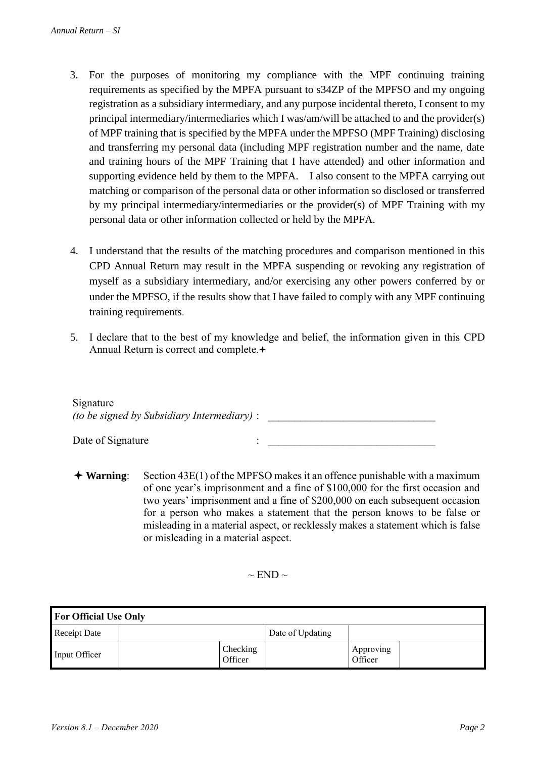3. For the purposes of monitoring my compliance with the MPF continuing training requirements as specified by the MPFA pursuant to s34ZP of the MPFSO and my ongoing registration as a subsidiary intermediary, and any purpose incidental thereto, I consent to my principal intermediary/intermediaries which I was/am/will be attached to and the provider(s) of MPF training that is specified by the MPFA under the MPFSO (MPF Training) disclosing and transferring my personal data (including MPF registration number and the name, date and training hours of the MPF Training that I have attended) and other information and supporting evidence held by them to the MPFA. I also consent to the MPFA carrying out matching or comparison of the personal data or other information so disclosed or transferred by my principal intermediary/intermediaries or the provider(s) of MPF Training with my personal data or other information collected or held by the MPFA.

4. I understand that the results of the matching procedures and comparison mentioned in this CPD Annual Return may result in the MPFA suspending or revoking any registration of myself as a subsidiary intermediary, and/or exercising any other powers conferred by or under the MPFSO, if the results show that I have failed to comply with any MPF continuing training requirements.

5. I declare that to the best of my knowledge and belief, the information given in this CPD Annual Return is correct and complete.✦

Signature
*(to be signed by Subsidiary Intermediary)* : ______________________________

Date of Signature : ______________________________

✦ **Warning**: Section 43E(1) of the MPFSO makes it an offence punishable with a maximum of one year's imprisonment and a fine of $100,000 for the first occasion and two years' imprisonment and a fine of $200,000 on each subsequent occasion for a person who makes a statement that the person knows to be false or misleading in a material aspect, or recklessly makes a statement which is false or misleading in a material aspect.

~ END ~

| **For Official Use Only** | | | | | |
|---|---|---|---|---|---|
| Receipt Date | | | Date of Updating | | |
| Input Officer | | Checking Officer | | Approving Officer | |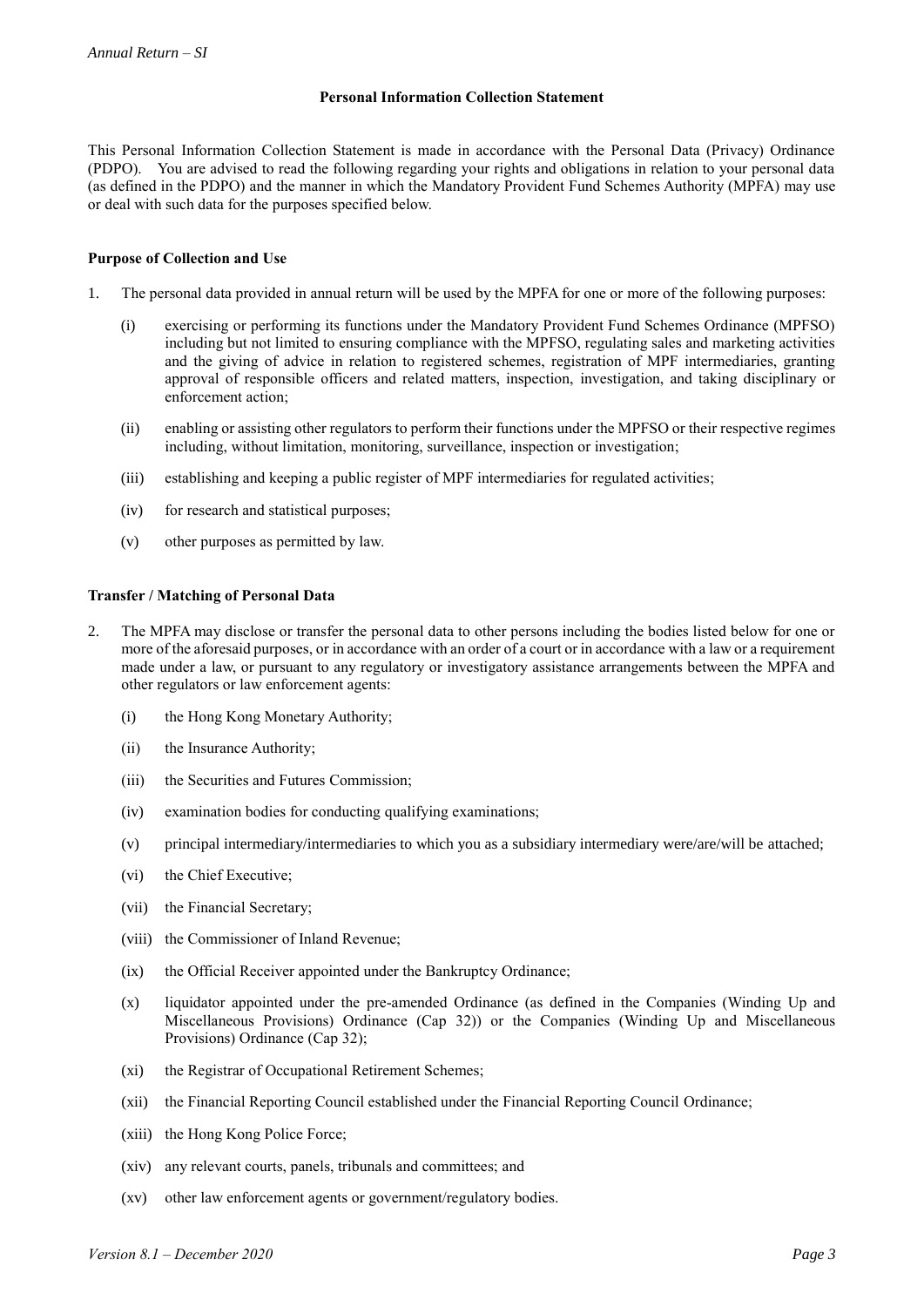## Personal Information Collection Statement

This Personal Information Collection Statement is made in accordance with the Personal Data (Privacy) Ordinance (PDPO). You are advised to read the following regarding your rights and obligations in relation to your personal data (as defined in the PDPO) and the manner in which the Mandatory Provident Fund Schemes Authority (MPFA) may use or deal with such data for the purposes specified below.

### Purpose of Collection and Use

1. The personal data provided in annual return will be used by the MPFA for one or more of the following purposes:

   (i) exercising or performing its functions under the Mandatory Provident Fund Schemes Ordinance (MPFSO) including but not limited to ensuring compliance with the MPFSO, regulating sales and marketing activities and the giving of advice in relation to registered schemes, registration of MPF intermediaries, granting approval of responsible officers and related matters, inspection, investigation, and taking disciplinary or enforcement action;

   (ii) enabling or assisting other regulators to perform their functions under the MPFSO or their respective regimes including, without limitation, monitoring, surveillance, inspection or investigation;

   (iii) establishing and keeping a public register of MPF intermediaries for regulated activities;

   (iv) for research and statistical purposes;

   (v) other purposes as permitted by law.

### Transfer / Matching of Personal Data

2. The MPFA may disclose or transfer the personal data to other persons including the bodies listed below for one or more of the aforesaid purposes, or in accordance with an order of a court or in accordance with a law or a requirement made under a law, or pursuant to any regulatory or investigatory assistance arrangements between the MPFA and other regulators or law enforcement agents:

   (i) the Hong Kong Monetary Authority;

   (ii) the Insurance Authority;

   (iii) the Securities and Futures Commission;

   (iv) examination bodies for conducting qualifying examinations;

   (v) principal intermediary/intermediaries to which you as a subsidiary intermediary were/are/will be attached;

   (vi) the Chief Executive;

   (vii) the Financial Secretary;

   (viii) the Commissioner of Inland Revenue;

   (ix) the Official Receiver appointed under the Bankruptcy Ordinance;

   (x) liquidator appointed under the pre-amended Ordinance (as defined in the Companies (Winding Up and Miscellaneous Provisions) Ordinance (Cap 32)) or the Companies (Winding Up and Miscellaneous Provisions) Ordinance (Cap 32);

   (xi) the Registrar of Occupational Retirement Schemes;

   (xii) the Financial Reporting Council established under the Financial Reporting Council Ordinance;

   (xiii) the Hong Kong Police Force;

   (xiv) any relevant courts, panels, tribunals and committees; and

   (xv) other law enforcement agents or government/regulatory bodies.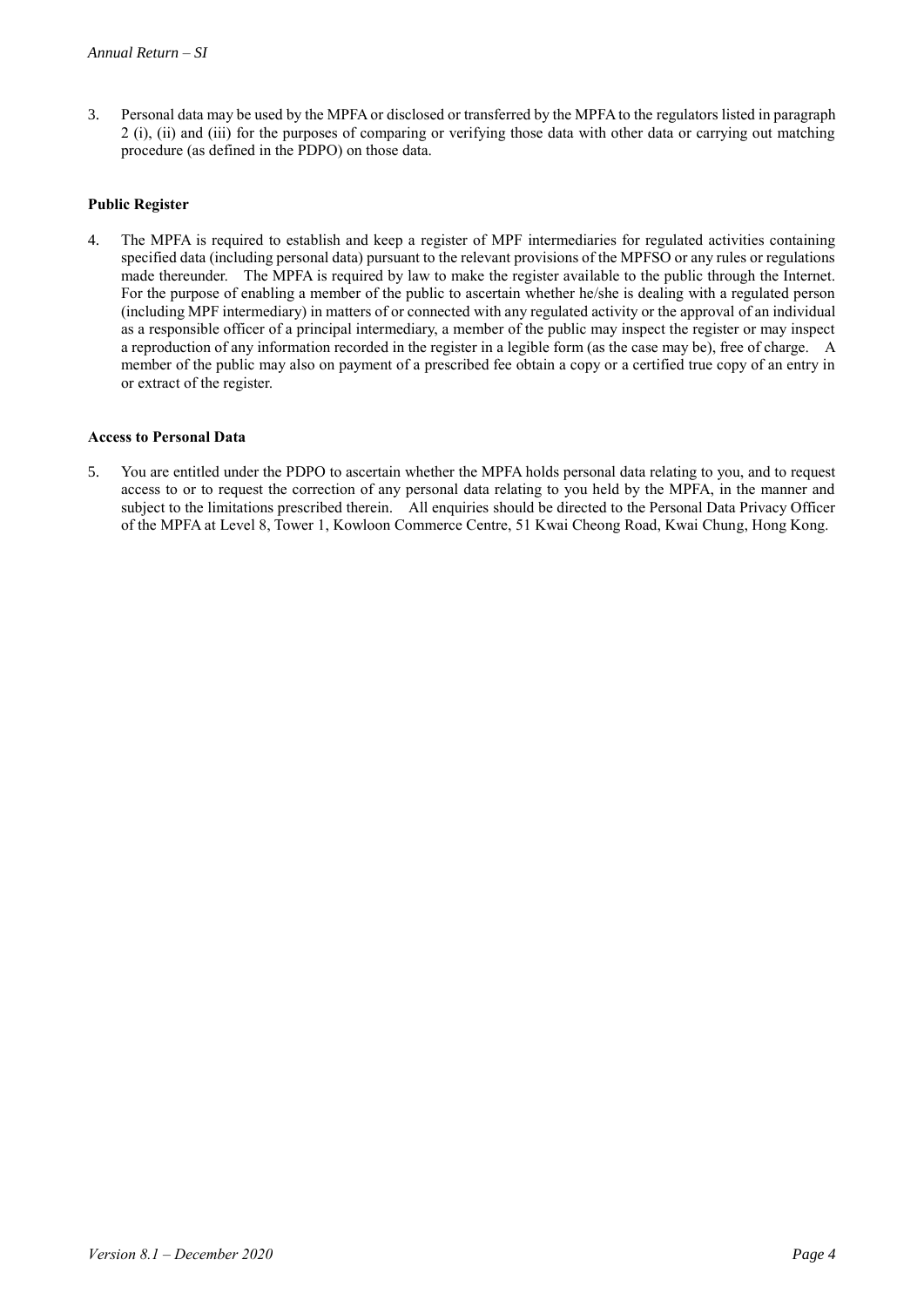3. Personal data may be used by the MPFA or disclosed or transferred by the MPFA to the regulators listed in paragraph 2 (i), (ii) and (iii) for the purposes of comparing or verifying those data with other data or carrying out matching procedure (as defined in the PDPO) on those data.

**Public Register**

4. The MPFA is required to establish and keep a register of MPF intermediaries for regulated activities containing specified data (including personal data) pursuant to the relevant provisions of the MPFSO or any rules or regulations made thereunder. The MPFA is required by law to make the register available to the public through the Internet. For the purpose of enabling a member of the public to ascertain whether he/she is dealing with a regulated person (including MPF intermediary) in matters of or connected with any regulated activity or the approval of an individual as a responsible officer of a principal intermediary, a member of the public may inspect the register or may inspect a reproduction of any information recorded in the register in a legible form (as the case may be), free of charge. A member of the public may also on payment of a prescribed fee obtain a copy or a certified true copy of an entry in or extract of the register.

**Access to Personal Data**

5. You are entitled under the PDPO to ascertain whether the MPFA holds personal data relating to you, and to request access to or to request the correction of any personal data relating to you held by the MPFA, in the manner and subject to the limitations prescribed therein. All enquiries should be directed to the Personal Data Privacy Officer of the MPFA at Level 8, Tower 1, Kowloon Commerce Centre, 51 Kwai Cheong Road, Kwai Chung, Hong Kong.